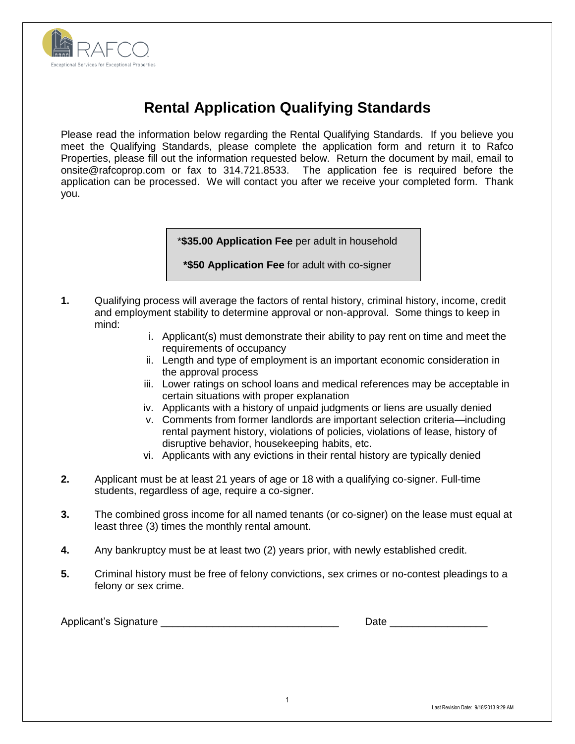RAFCO

Exceptional Services for Exceptional Properties

# Rental Application Qualifying Standards

Please read the information below regarding the Rental Qualifying Standards. If you believe you meet the Qualifying Standards, please complete the application form and return it to Rafco Properties, please fill out the information requested below. Return the document by mail, email to onsite@rafcoprop.com or fax to 314.721.8533. The application fee is required before the application can be processed. We will contact you after we receive your completed form. Thank you.

*__$35.00 Application Fee__ per adult in household

**\*$50 Application Fee** for adult with co-signer

**1.** Qualifying process will average the factors of rental history, criminal history, income, credit and employment stability to determine approval or non-approval. Some things to keep in mind:

   i. Applicant(s) must demonstrate their ability to pay rent on time and meet the requirements of occupancy
   ii. Length and type of employment is an important economic consideration in the approval process
   iii. Lower ratings on school loans and medical references may be acceptable in certain situations with proper explanation
   iv. Applicants with a history of unpaid judgments or liens are usually denied
   v. Comments from former landlords are important selection criteria—including rental payment history, violations of policies, violations of lease, history of disruptive behavior, housekeeping habits, etc.
   vi. Applicants with any evictions in their rental history are typically denied

**2.** Applicant must be at least 21 years of age or 18 with a qualifying co-signer. Full-time students, regardless of age, require a co-signer.

**3.** The combined gross income for all named tenants (or co-signer) on the lease must equal at least three (3) times the monthly rental amount.

**4.** Any bankruptcy must be at least two (2) years prior, with newly established credit.

**5.** Criminal history must be free of felony convictions, sex crimes or no-contest pleadings to a felony or sex crime.

Applicant's Signature _______________________________ Date _________________

Last Revision Date: 9/18/2013 9:29 AM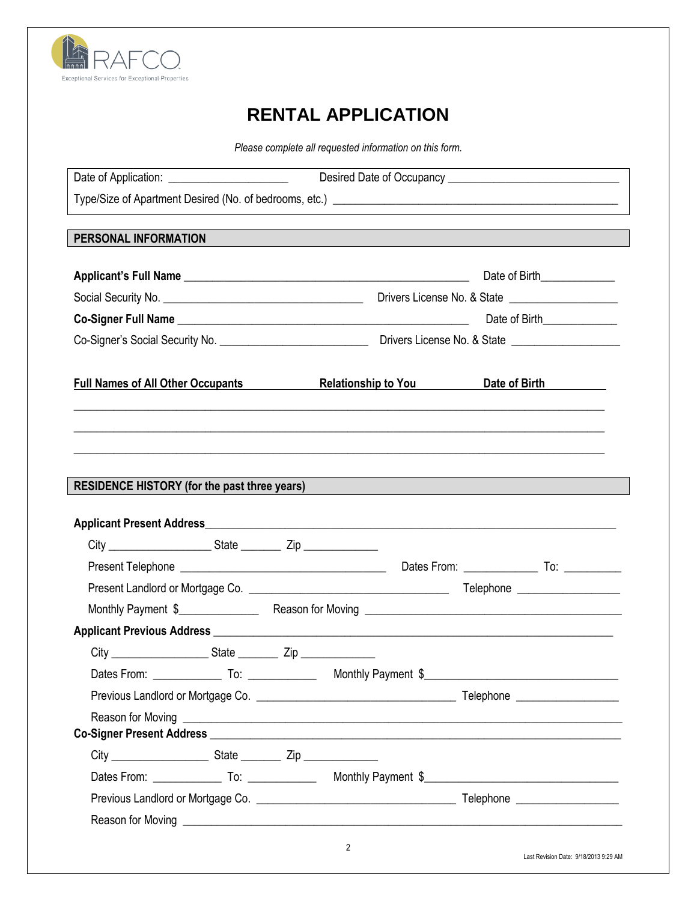RAFCO
Exceptional Services for Exceptional Properties

# RENTAL APPLICATION

*Please complete all requested information on this form.*

Date of Application: ____________________ Desired Date of Occupancy _____________________________

Type/Size of Apartment Desired (No. of bedrooms, etc.) _______________________________________________

## PERSONAL INFORMATION

**Applicant's Full Name** _______________________________________________ Date of Birth____________

Social Security No. __________________________________ Drivers License No. & State __________________

**Co-Signer Full Name** _______________________________________________ Date of Birth____________

Co-Signer's Social Security No. _________________________ Drivers License No. & State __________________

| Full Names of All Other Occupants | Relationship to You | Date of Birth |
|---|---|---|
| | | |
| | | |
| | | |

## RESIDENCE HISTORY (for the past three years)

**Applicant Present Address**___________________________________________________________________

City _________________ State _______ Zip ____________

Present Telephone __________________________________ Dates From: ____________ To: __________

Present Landlord or Mortgage Co. ________________________________ Telephone _________________

Monthly Payment $_____________ Reason for Moving ___________________________________________

**Applicant Previous Address** ________________________________________________________________

City ________________ State _______ Zip ____________

Dates From: ___________ To: ___________ Monthly Payment $________________________________

Previous Landlord or Mortgage Co. _________________________________ Telephone _________________

Reason for Moving ___________________________________________________________________________

**Co-Signer Present Address** __________________________________________________________________

City ________________ State _______ Zip ____________

Dates From: ___________ To: ___________ Monthly Payment $________________________________

Previous Landlord or Mortgage Co. _________________________________ Telephone _________________

Reason for Moving ___________________________________________________________________________

Last Revision Date: 9/18/2013 9:29 AM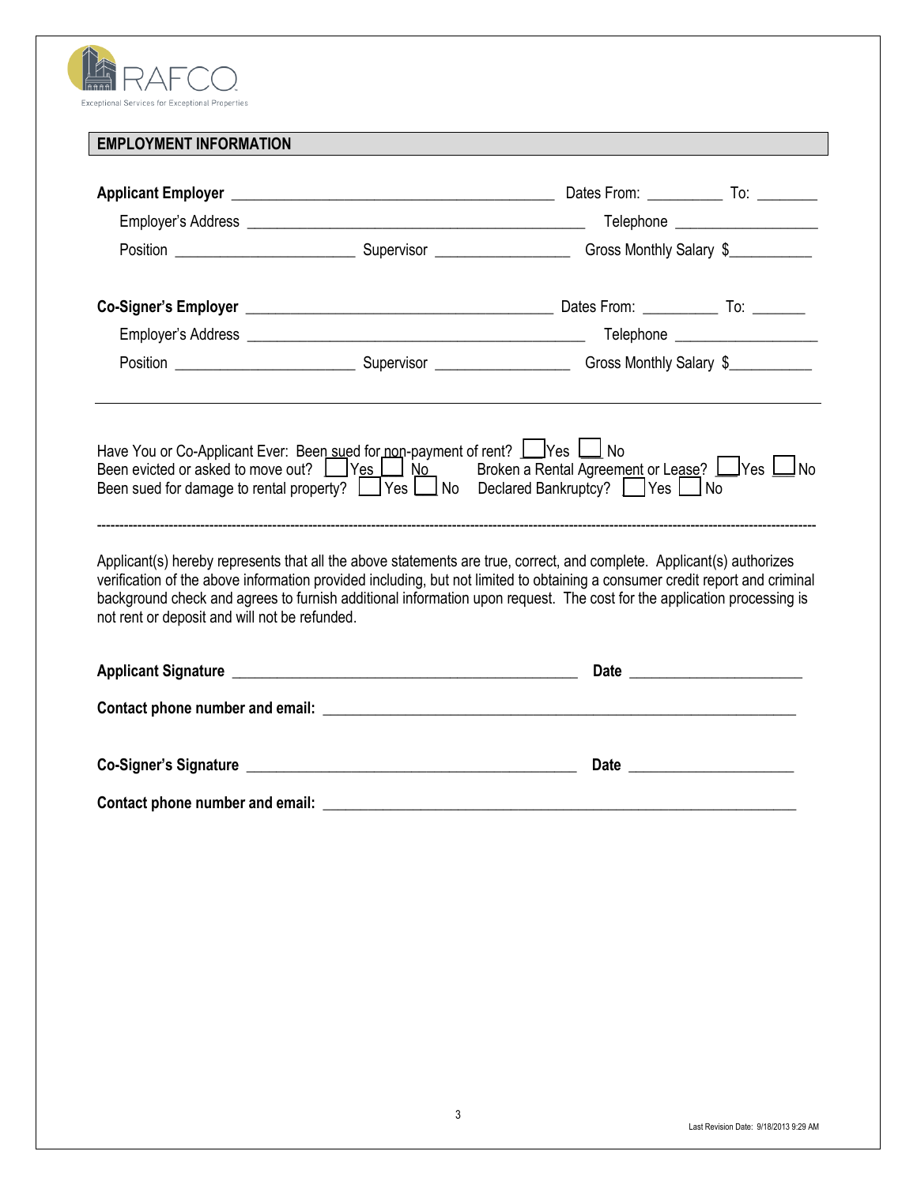RAFCO

Exceptional Services for Exceptional Properties

## EMPLOYMENT INFORMATION

**Applicant Employer** ___________________________________________ Dates From: __________ To: ________

Employer's Address _____________________________________________ Telephone ___________________

Position ________________________ Supervisor __________________ Gross Monthly Salary $___________

**Co-Signer's Employer** ________________________________________ Dates From: __________ To: _______

Employer's Address _____________________________________________ Telephone ___________________

Position ________________________ Supervisor __________________ Gross Monthly Salary $___________

---

Have You or Co-Applicant Ever: Been sued for non-payment of rent? ☐ Yes ☐ No
Been evicted or asked to move out? ☐ Yes ☐ No    Broken a Rental Agreement or Lease? ☐ Yes ☐ No
Been sued for damage to rental property? ☐ Yes ☐ No    Declared Bankruptcy? ☐ Yes ☐ No

---

Applicant(s) hereby represents that all the above statements are true, correct, and complete. Applicant(s) authorizes verification of the above information provided including, but not limited to obtaining a consumer credit report and criminal background check and agrees to furnish additional information upon request. The cost for the application processing is not rent or deposit and will not be refunded.

**Applicant Signature** _______________________________________________ **Date** _______________________

**Contact phone number and email:** _________________________________________________________________

**Co-Signer's Signature** _____________________________________________ **Date** ______________________

**Contact phone number and email:** _________________________________________________________________

Last Revision Date: 9/18/2013 9:29 AM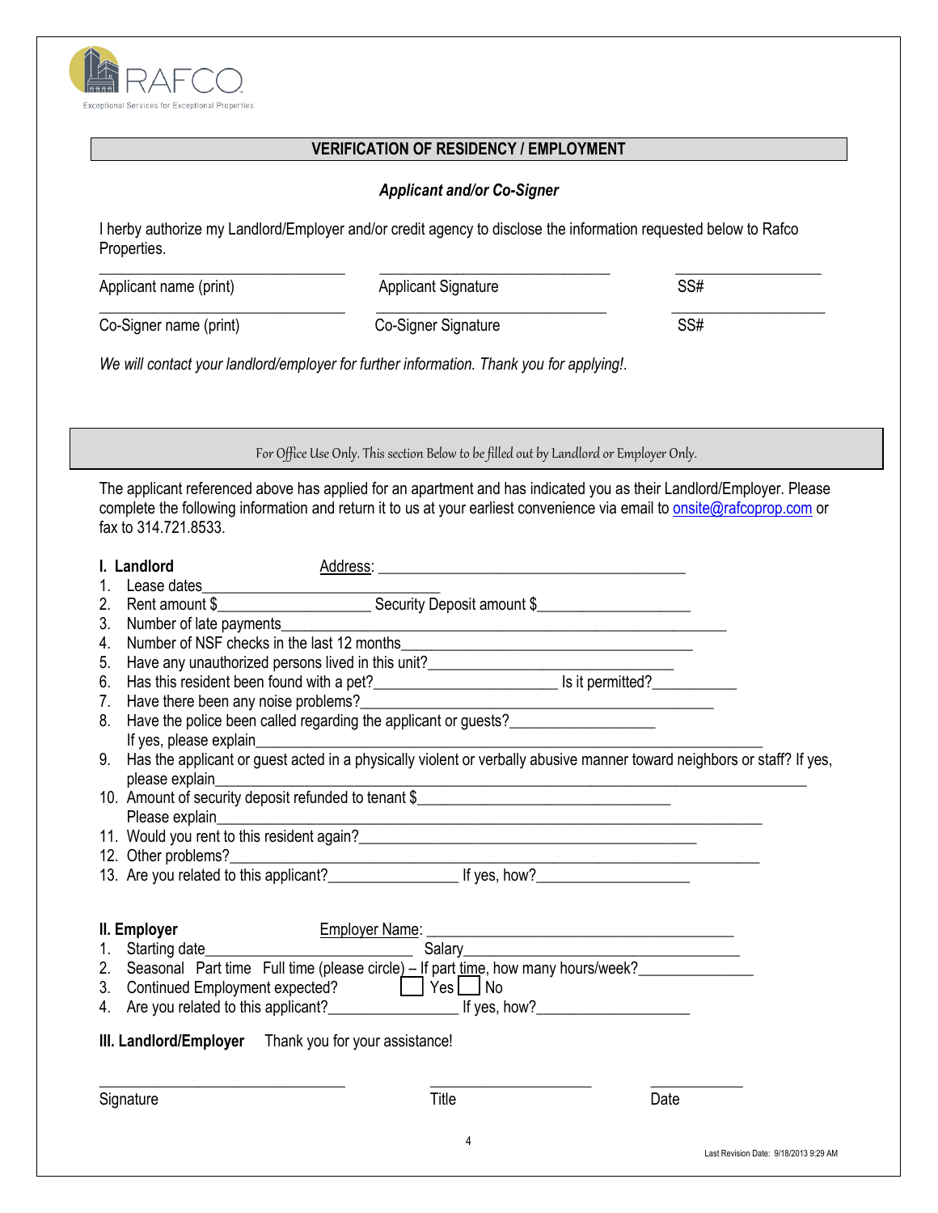RAFCO
Exceptional Services for Exceptional Properties

## VERIFICATION OF RESIDENCY / EMPLOYMENT

***Applicant and/or Co-Signer***

I herby authorize my Landlord/Employer and/or credit agency to disclose the information requested below to Rafco Properties.

| | | |
|---|---|---|
| ______________________ | ______________________ | ______________ |
| Applicant name (print) | Applicant Signature | SS# |
| ______________________ | ______________________ | ______________ |
| Co-Signer name (print) | Co-Signer Signature | SS# |

*We will contact your landlord/employer for further information. Thank you for applying!.*

For Office Use Only. This section Below to be filled out by Landlord or Employer Only.

The applicant referenced above has applied for an apartment and has indicated you as their Landlord/Employer. Please complete the following information and return it to us at your earliest convenience via email to onsite@rafcoprop.com or fax to 314.721.8533.

**I. Landlord** Address: ______________________________

1. Lease dates______________________
2. Rent amount $______________ Security Deposit amount $______________
3. Number of late payments________________________________________
4. Number of NSF checks in the last 12 months___________________________
5. Have any unauthorized persons lived in this unit?_______________________
6. Has this resident been found with a pet?_________________ Is it permitted?________
7. Have there been any noise problems?_________________________________
8. Have the police been called regarding the applicant or guests?______________
   If yes, please explain_______________________________________________
9. Has the applicant or guest acted in a physically violent or verbally abusive manner toward neighbors or staff? If yes, please explain______________________________________________________
10. Amount of security deposit refunded to tenant $_________________________
    Please explain_________________________________________________
11. Would you rent to this resident again?________________________________
12. Other problems?_________________________________________________
13. Are you related to this applicant?____________ If yes, how?______________

**II. Employer** Employer Name: ______________________________

1. Starting date__________________ Salary___________________________
2. Seasonal Part time Full time (please circle) – If part time, how many hours/week?__________
3. Continued Employment expected? ☐ Yes ☐ No
4. Are you related to this applicant?____________ If yes, how?______________

**III. Landlord/Employer** Thank you for your assistance!

| | | |
|---|---|---|
| ______________________ | ______________ | __________ |
| Signature | Title | Date |

Last Revision Date: 9/18/2013 9:29 AM